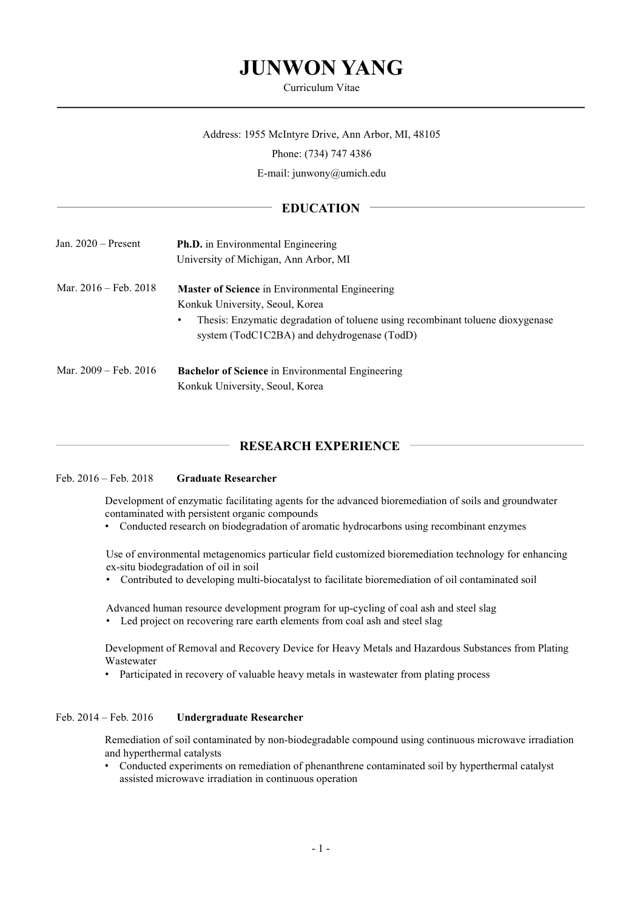# JUNWON YANG

Curriculum Vitae

Address: 1955 McIntyre Drive, Ann Arbor, MI, 48105

Phone: (734) 747 4386

E-mail: junwony@umich.edu

## EDUCATION

Jan. 2020 – Present
**Ph.D.** in Environmental Engineering
University of Michigan, Ann Arbor, MI

Mar. 2016 – Feb. 2018
**Master of Science** in Environmental Engineering
Konkuk University, Seoul, Korea
- Thesis: Enzymatic degradation of toluene using recombinant toluene dioxygenase system (TodC1C2BA) and dehydrogenase (TodD)

Mar. 2009 – Feb. 2016
**Bachelor of Science** in Environmental Engineering
Konkuk University, Seoul, Korea

## RESEARCH EXPERIENCE

Feb. 2016 – Feb. 2018 **Graduate Researcher**

Development of enzymatic facilitating agents for the advanced bioremediation of soils and groundwater contaminated with persistent organic compounds
- Conducted research on biodegradation of aromatic hydrocarbons using recombinant enzymes

Use of environmental metagenomics particular field customized bioremediation technology for enhancing ex-situ biodegradation of oil in soil
- Contributed to developing multi-biocatalyst to facilitate bioremediation of oil contaminated soil

Advanced human resource development program for up-cycling of coal ash and steel slag
- Led project on recovering rare earth elements from coal ash and steel slag

Development of Removal and Recovery Device for Heavy Metals and Hazardous Substances from Plating Wastewater
- Participated in recovery of valuable heavy metals in wastewater from plating process

Feb. 2014 – Feb. 2016 **Undergraduate Researcher**

Remediation of soil contaminated by non-biodegradable compound using continuous microwave irradiation and hyperthermal catalysts
- Conducted experiments on remediation of phenanthrene contaminated soil by hyperthermal catalyst assisted microwave irradiation in continuous operation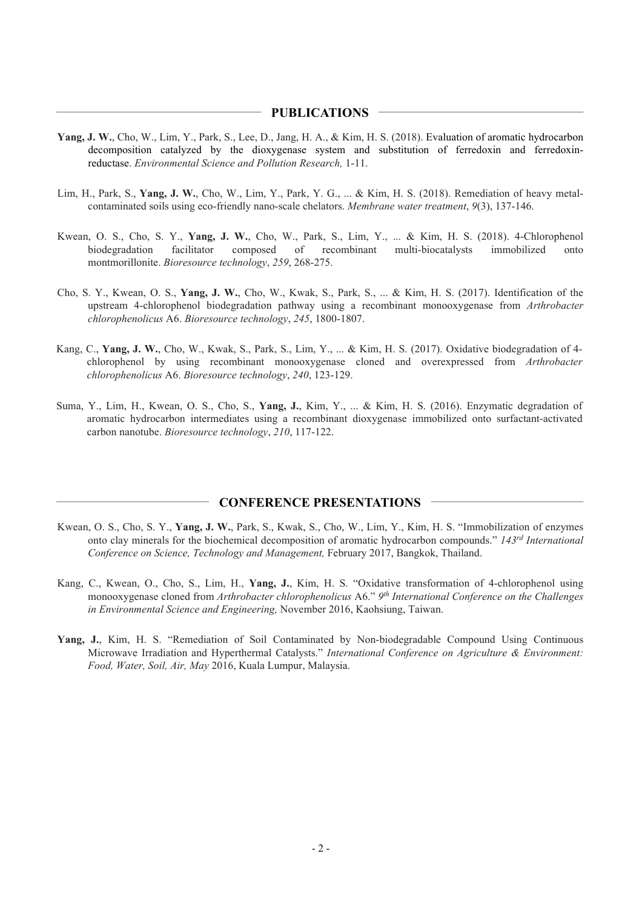## PUBLICATIONS

**Yang, J. W.**, Cho, W., Lim, Y., Park, S., Lee, D., Jang, H. A., & Kim, H. S. (2018). Evaluation of aromatic hydrocarbon decomposition catalyzed by the dioxygenase system and substitution of ferredoxin and ferredoxin-reductase. *Environmental Science and Pollution Research,* 1-11.

Lim, H., Park, S., **Yang, J. W.**, Cho, W., Lim, Y., Park, Y. G., ... & Kim, H. S. (2018). Remediation of heavy metal-contaminated soils using eco-friendly nano-scale chelators. *Membrane water treatment*, *9*(3), 137-146.

Kwean, O. S., Cho, S. Y., **Yang, J. W.**, Cho, W., Park, S., Lim, Y., ... & Kim, H. S. (2018). 4-Chlorophenol biodegradation facilitator composed of recombinant multi-biocatalysts immobilized onto montmorillonite. *Bioresource technology*, *259*, 268-275.

Cho, S. Y., Kwean, O. S., **Yang, J. W.**, Cho, W., Kwak, S., Park, S., ... & Kim, H. S. (2017). Identification of the upstream 4-chlorophenol biodegradation pathway using a recombinant monooxygenase from *Arthrobacter chlorophenolicus* A6. *Bioresource technology*, *245*, 1800-1807.

Kang, C., **Yang, J. W.**, Cho, W., Kwak, S., Park, S., Lim, Y., ... & Kim, H. S. (2017). Oxidative biodegradation of 4-chlorophenol by using recombinant monooxygenase cloned and overexpressed from *Arthrobacter chlorophenolicus* A6. *Bioresource technology*, *240*, 123-129.

Suma, Y., Lim, H., Kwean, O. S., Cho, S., **Yang, J.**, Kim, Y., ... & Kim, H. S. (2016). Enzymatic degradation of aromatic hydrocarbon intermediates using a recombinant dioxygenase immobilized onto surfactant-activated carbon nanotube. *Bioresource technology*, *210*, 117-122.

## CONFERENCE PRESENTATIONS

Kwean, O. S., Cho, S. Y., **Yang, J. W.**, Park, S., Kwak, S., Cho, W., Lim, Y., Kim, H. S. "Immobilization of enzymes onto clay minerals for the biochemical decomposition of aromatic hydrocarbon compounds." *143rd International Conference on Science, Technology and Management,* February 2017, Bangkok, Thailand.

Kang, C., Kwean, O., Cho, S., Lim, H., **Yang, J.**, Kim, H. S. "Oxidative transformation of 4-chlorophenol using monooxygenase cloned from *Arthrobacter chlorophenolicus* A6." *9th International Conference on the Challenges in Environmental Science and Engineering,* November 2016, Kaohsiung, Taiwan.

**Yang, J.**, Kim, H. S. "Remediation of Soil Contaminated by Non-biodegradable Compound Using Continuous Microwave Irradiation and Hyperthermal Catalysts." *International Conference on Agriculture & Environment: Food, Water, Soil, Air, May* 2016, Kuala Lumpur, Malaysia.